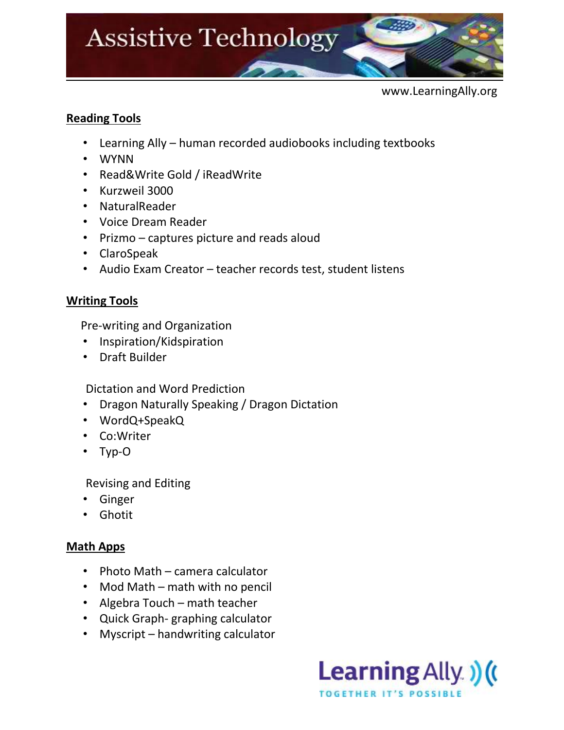# Assistive Technology

www.LearningAlly.org

## Reading Tools

- Learning Ally – human recorded audiobooks including textbooks
- WYNN
- Read&Write Gold / iReadWrite
- Kurzweil 3000
- NaturalReader
- Voice Dream Reader
- Prizmo – captures picture and reads aloud
- ClaroSpeak
- Audio Exam Creator – teacher records test, student listens

## Writing Tools

Pre-writing and Organization

- Inspiration/Kidspiration
- Draft Builder

Dictation and Word Prediction

- Dragon Naturally Speaking / Dragon Dictation
- WordQ+SpeakQ
- Co:Writer
- Typ-O

Revising and Editing

- Ginger
- Ghotit

## Math Apps

- Photo Math – camera calculator
- Mod Math – math with no pencil
- Algebra Touch – math teacher
- Quick Graph- graphing calculator
- Myscript – handwriting calculator

Learning Ally
TOGETHER IT'S POSSIBLE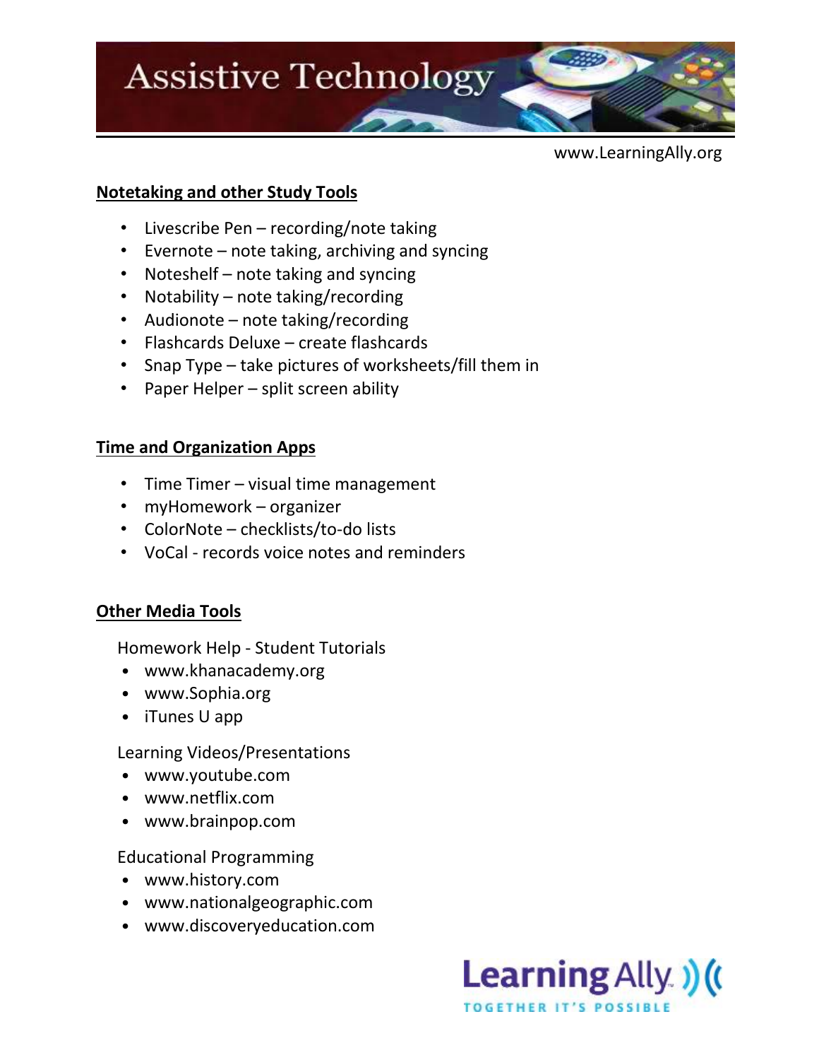# Assistive Technology

www.LearningAlly.org

**Notetaking and other Study Tools**

- Livescribe Pen – recording/note taking
- Evernote – note taking, archiving and syncing
- Noteshelf – note taking and syncing
- Notability – note taking/recording
- Audionote – note taking/recording
- Flashcards Deluxe – create flashcards
- Snap Type – take pictures of worksheets/fill them in
- Paper Helper – split screen ability

**Time and Organization Apps**

- Time Timer – visual time management
- myHomework – organizer
- ColorNote – checklists/to-do lists
- VoCal - records voice notes and reminders

**Other Media Tools**

Homework Help - Student Tutorials

- www.khanacademy.org
- www.Sophia.org
- iTunes U app

Learning Videos/Presentations

- www.youtube.com
- www.netflix.com
- www.brainpop.com

Educational Programming

- www.history.com
- www.nationalgeographic.com
- www.discoveryeducation.com

Learning Ally
TOGETHER IT'S POSSIBLE